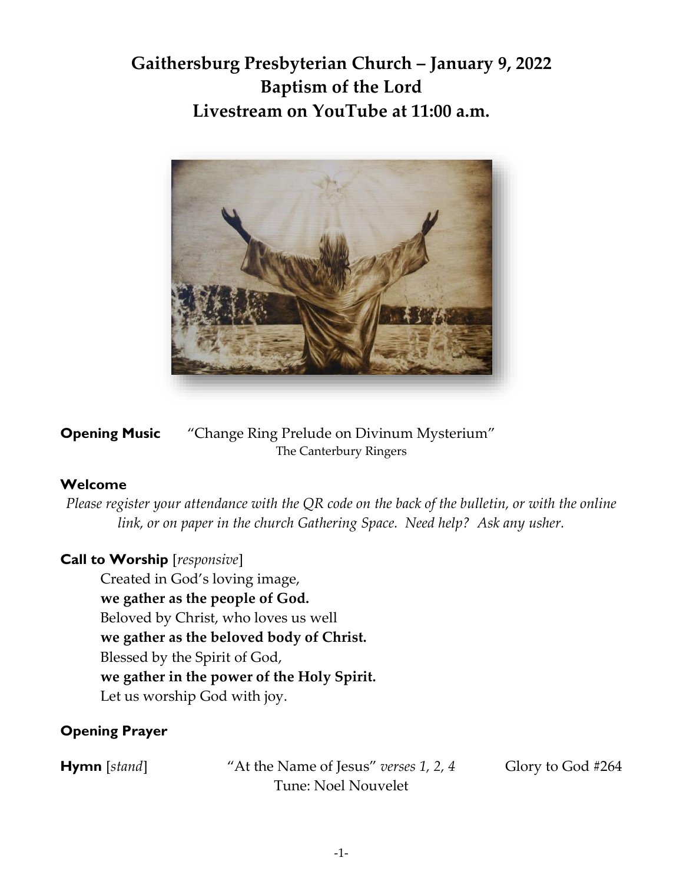# Gaithersburg Presbyterian Church – January 9, 2022
# Baptism of the Lord
# Livestream on YouTube at 11:00 a.m.

**Opening Music** “Change Ring Prelude on Divinum Mysterium”
The Canterbury Ringers

**Welcome**

*Please register your attendance with the QR code on the back of the bulletin, or with the online link, or on paper in the church Gathering Space. Need help? Ask any usher.*

**Call to Worship** [*responsive*]

Created in God’s loving image,
**we gather as the people of God.**
Beloved by Christ, who loves us well
**we gather as the beloved body of Christ.**
Blessed by the Spirit of God,
**we gather in the power of the Holy Spirit.**
Let us worship God with joy.

**Opening Prayer**

**Hymn** [*stand*] “At the Name of Jesus” *verses 1, 2, 4* Glory to God #264
Tune: Noel Nouvelet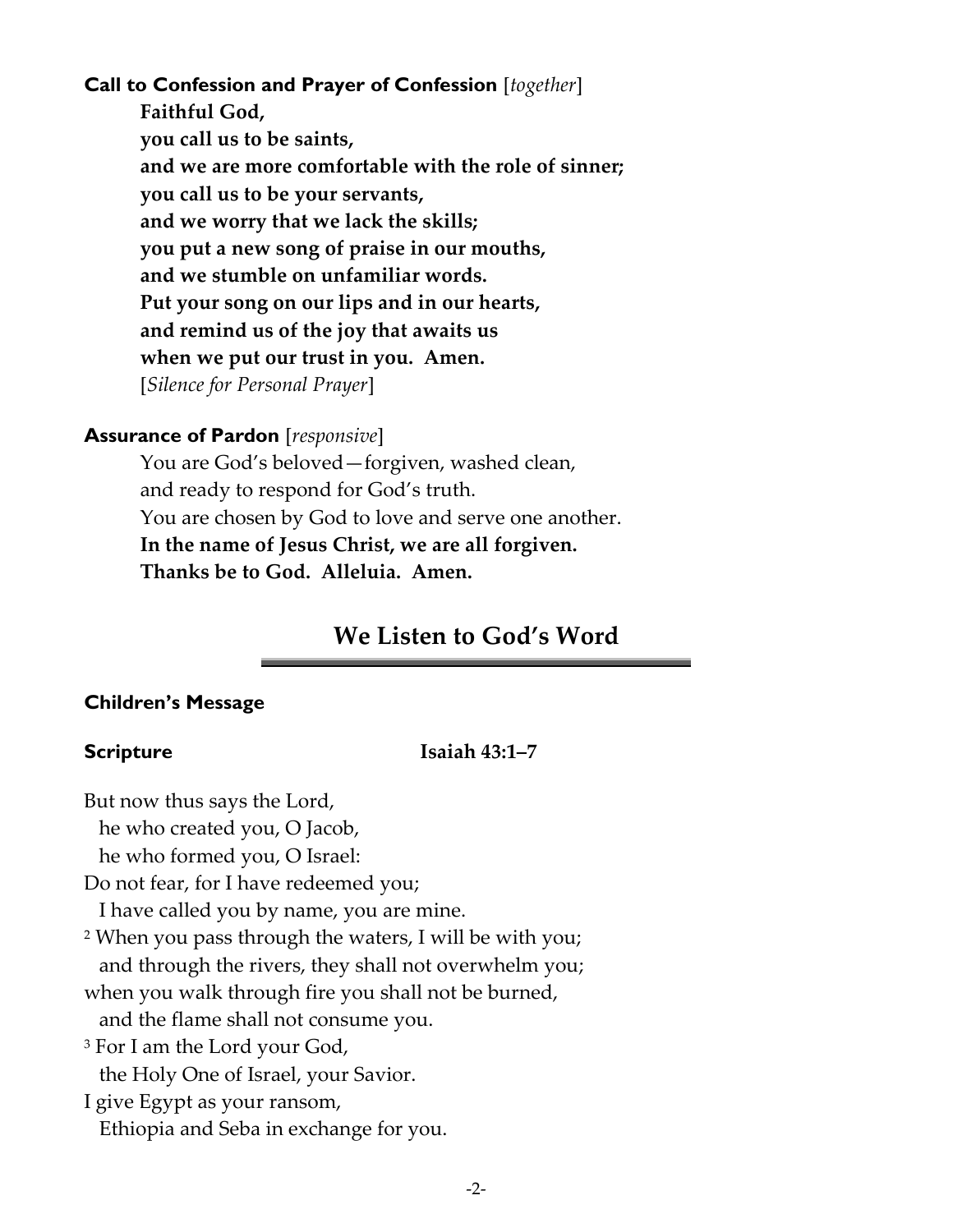**Call to Confession and Prayer of Confession** [*together*]

**Faithful God,**
**you call us to be saints,**
**and we are more comfortable with the role of sinner;**
**you call us to be your servants,**
**and we worry that we lack the skills;**
**you put a new song of praise in our mouths,**
**and we stumble on unfamiliar words.**
**Put your song on our lips and in our hearts,**
**and remind us of the joy that awaits us**
**when we put our trust in you. Amen.**
[*Silence for Personal Prayer*]

**Assurance of Pardon** [*responsive*]

You are God's beloved—forgiven, washed clean,
and ready to respond for God's truth.
You are chosen by God to love and serve one another.
**In the name of Jesus Christ, we are all forgiven.**
**Thanks be to God. Alleluia. Amen.**

## We Listen to God's Word

**Children's Message**

**Scripture** **Isaiah 43:1–7**

But now thus says the Lord,
he who created you, O Jacob,
he who formed you, O Israel:
Do not fear, for I have redeemed you;
I have called you by name, you are mine.
[2] When you pass through the waters, I will be with you;
and through the rivers, they shall not overwhelm you;
when you walk through fire you shall not be burned,
and the flame shall not consume you.
[3] For I am the Lord your God,
the Holy One of Israel, your Savior.
I give Egypt as your ransom,
Ethiopia and Seba in exchange for you.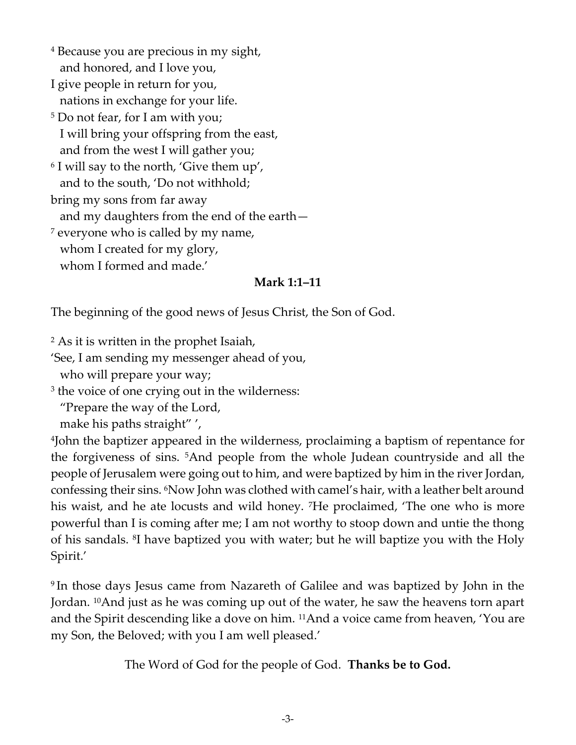[4] Because you are precious in my sight,
  and honored, and I love you,
I give people in return for you,
  nations in exchange for your life.
[5] Do not fear, for I am with you;
  I will bring your offspring from the east,
  and from the west I will gather you;
[6] I will say to the north, 'Give them up',
  and to the south, 'Do not withhold;
bring my sons from far away
  and my daughters from the end of the earth—
[7] everyone who is called by my name,
  whom I created for my glory,
  whom I formed and made.'

**Mark 1:1–11**

The beginning of the good news of Jesus Christ, the Son of God.

[2] As it is written in the prophet Isaiah,
'See, I am sending my messenger ahead of you,
  who will prepare your way;
[3] the voice of one crying out in the wilderness:
  "Prepare the way of the Lord,
  make his paths straight" ',
[4]John the baptizer appeared in the wilderness, proclaiming a baptism of repentance for the forgiveness of sins. [5]And people from the whole Judean countryside and all the people of Jerusalem were going out to him, and were baptized by him in the river Jordan, confessing their sins. [6]Now John was clothed with camel's hair, with a leather belt around his waist, and he ate locusts and wild honey. [7]He proclaimed, 'The one who is more powerful than I is coming after me; I am not worthy to stoop down and untie the thong of his sandals. [8]I have baptized you with water; but he will baptize you with the Holy Spirit.'

[9] In those days Jesus came from Nazareth of Galilee and was baptized by John in the Jordan. [10]And just as he was coming up out of the water, he saw the heavens torn apart and the Spirit descending like a dove on him. [11]And a voice came from heaven, 'You are my Son, the Beloved; with you I am well pleased.'

The Word of God for the people of God. **Thanks be to God.**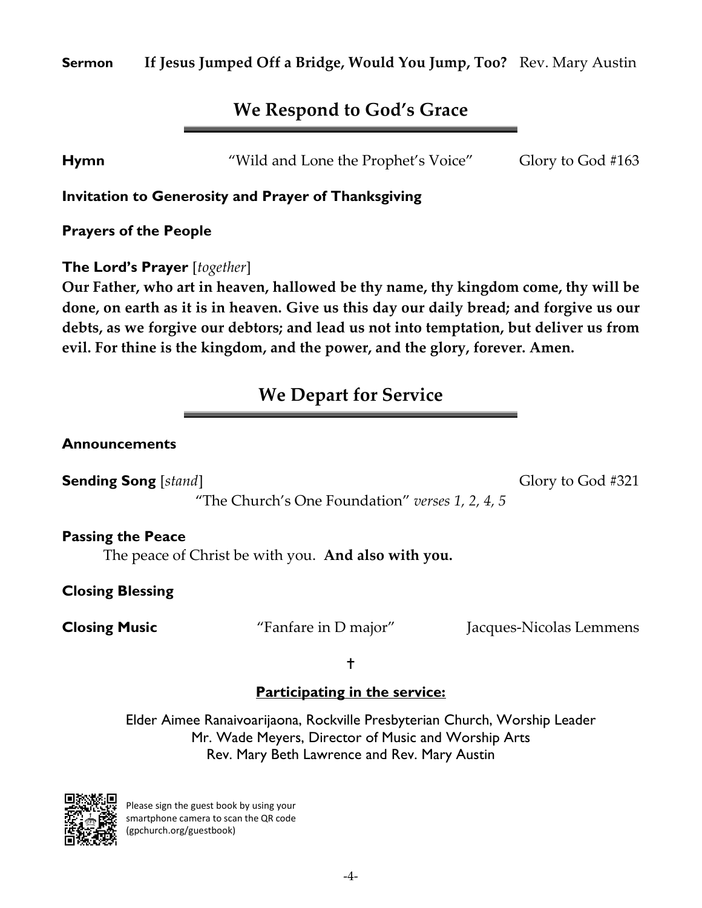**Sermon** **If Jesus Jumped Off a Bridge, Would You Jump, Too?** Rev. Mary Austin

## We Respond to God's Grace

**Hymn** "Wild and Lone the Prophet's Voice" Glory to God #163

**Invitation to Generosity and Prayer of Thanksgiving**

**Prayers of the People**

**The Lord's Prayer** [*together*]

**Our Father, who art in heaven, hallowed be thy name, thy kingdom come, thy will be done, on earth as it is in heaven. Give us this day our daily bread; and forgive us our debts, as we forgive our debtors; and lead us not into temptation, but deliver us from evil. For thine is the kingdom, and the power, and the glory, forever. Amen.**

## We Depart for Service

**Announcements**

**Sending Song** [*stand*] Glory to God #321

"The Church's One Foundation" *verses 1, 2, 4, 5*

**Passing the Peace**

The peace of Christ be with you. **And also with you.**

**Closing Blessing**

**Closing Music** "Fanfare in D major" Jacques-Nicolas Lemmens

†

**Participating in the service:**

Elder Aimee Ranaivoarijaona, Rockville Presbyterian Church, Worship Leader
Mr. Wade Meyers, Director of Music and Worship Arts
Rev. Mary Beth Lawrence and Rev. Mary Austin

Please sign the guest book by using your smartphone camera to scan the QR code (gpchurch.org/guestbook)